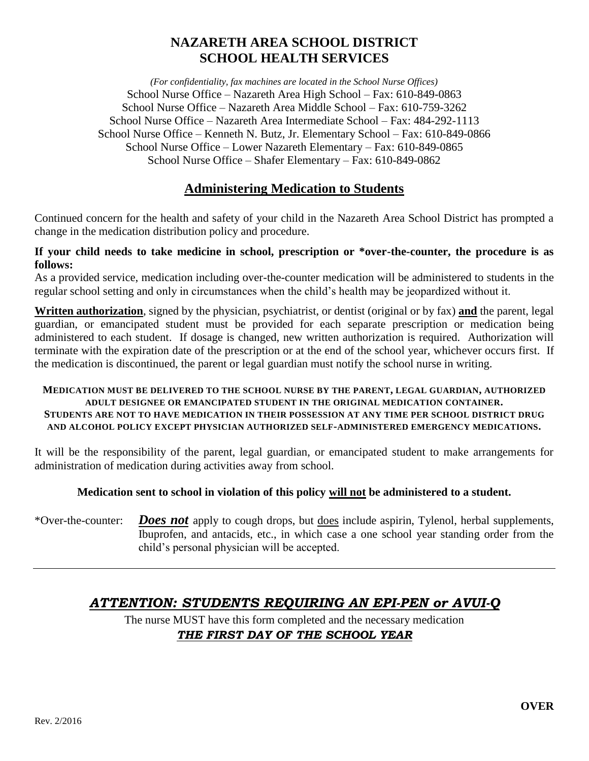# NAZARETH AREA SCHOOL DISTRICT
# SCHOOL HEALTH SERVICES

*(For confidentiality, fax machines are located in the School Nurse Offices)*

School Nurse Office – Nazareth Area High School – Fax: 610-849-0863
School Nurse Office – Nazareth Area Middle School – Fax: 610-759-3262
School Nurse Office – Nazareth Area Intermediate School – Fax: 484-292-1113
School Nurse Office – Kenneth N. Butz, Jr. Elementary School – Fax: 610-849-0866
School Nurse Office – Lower Nazareth Elementary – Fax: 610-849-0865
School Nurse Office – Shafer Elementary – Fax: 610-849-0862

## Administering Medication to Students

Continued concern for the health and safety of your child in the Nazareth Area School District has prompted a change in the medication distribution policy and procedure.

**If your child needs to take medicine in school, prescription or *over-the-counter, the procedure is as follows:**

As a provided service, medication including over-the-counter medication will be administered to students in the regular school setting and only in circumstances when the child's health may be jeopardized without it.

**Written authorization**, signed by the physician, psychiatrist, or dentist (original or by fax) **and** the parent, legal guardian, or emancipated student must be provided for each separate prescription or medication being administered to each student. If dosage is changed, new written authorization is required. Authorization will terminate with the expiration date of the prescription or at the end of the school year, whichever occurs first. If the medication is discontinued, the parent or legal guardian must notify the school nurse in writing.

**MEDICATION MUST BE DELIVERED TO THE SCHOOL NURSE BY THE PARENT, LEGAL GUARDIAN, AUTHORIZED ADULT DESIGNEE OR EMANCIPATED STUDENT IN THE ORIGINAL MEDICATION CONTAINER.**
**STUDENTS ARE NOT TO HAVE MEDICATION IN THEIR POSSESSION AT ANY TIME PER SCHOOL DISTRICT DRUG AND ALCOHOL POLICY EXCEPT PHYSICIAN AUTHORIZED SELF-ADMINISTERED EMERGENCY MEDICATIONS.**

It will be the responsibility of the parent, legal guardian, or emancipated student to make arrangements for administration of medication during activities away from school.

**Medication sent to school in violation of this policy will not be administered to a student.**

*Over-the-counter: ***Does not*** apply to cough drops, but does include aspirin, Tylenol, herbal supplements, Ibuprofen, and antacids, etc., in which case a one school year standing order from the child's personal physician will be accepted.

---

## *ATTENTION: STUDENTS REQUIRING AN EPI-PEN or AVUI-Q*

The nurse MUST have this form completed and the necessary medication
***THE FIRST DAY OF THE SCHOOL YEAR***

**OVER**

Rev. 2/2016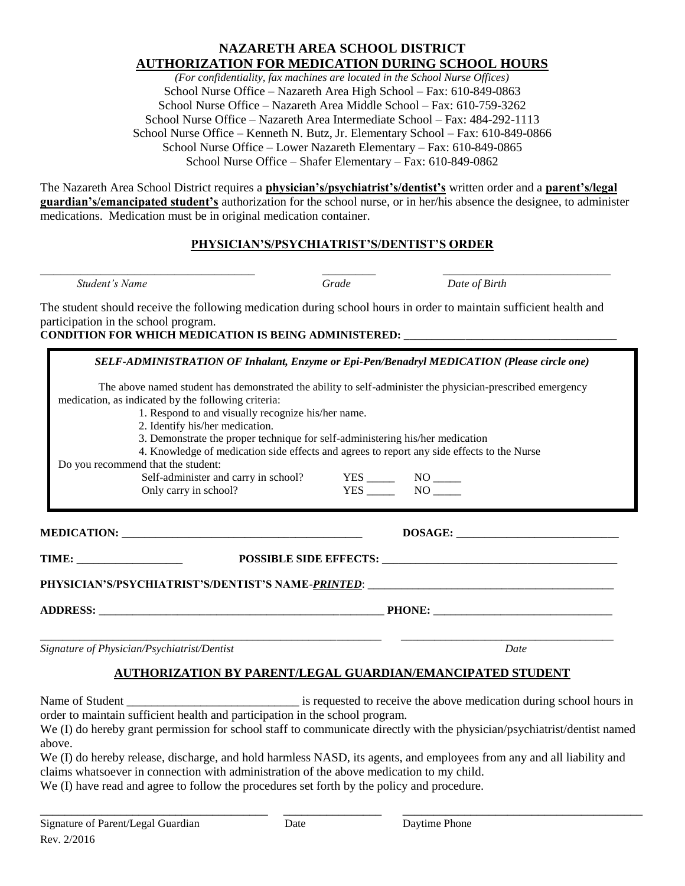# NAZARETH AREA SCHOOL DISTRICT
## AUTHORIZATION FOR MEDICATION DURING SCHOOL HOURS

*(For confidentiality, fax machines are located in the School Nurse Offices)*

School Nurse Office – Nazareth Area High School – Fax: 610-849-0863
School Nurse Office – Nazareth Area Middle School – Fax: 610-759-3262
School Nurse Office – Nazareth Area Intermediate School – Fax: 484-292-1113
School Nurse Office – Kenneth N. Butz, Jr. Elementary School – Fax: 610-849-0866
School Nurse Office – Lower Nazareth Elementary – Fax: 610-849-0865
School Nurse Office – Shafer Elementary – Fax: 610-849-0862

The Nazareth Area School District requires a **physician's/psychiatrist's/dentist's** written order and a **parent's/legal guardian's/emancipated student's** authorization for the school nurse, or in her/his absence the designee, to administer medications. Medication must be in original medication container.

### PHYSICIAN'S/PSYCHIATRIST'S/DENTIST'S ORDER

_________________________ _________ _________________________
*Student's Name* *Grade* *Date of Birth*

The student should receive the following medication during school hours in order to maintain sufficient health and participation in the school program.

**CONDITION FOR WHICH MEDICATION IS BEING ADMINISTERED: ______________________________**

***SELF-ADMINISTRATION OF Inhalant, Enzyme or Epi-Pen/Benadryl MEDICATION (Please circle one)***

The above named student has demonstrated the ability to self-administer the physician-prescribed emergency medication, as indicated by the following criteria:

1. Respond to and visually recognize his/her name.
2. Identify his/her medication.
3. Demonstrate the proper technique for self-administering his/her medication
4. Knowledge of medication side effects and agrees to report any side effects to the Nurse

Do you recommend that the student:

Self-administer and carry in school? YES _____ NO _____
Only carry in school? YES _____ NO _____

**MEDICATION: ______________________________** **DOSAGE: ______________________**

**TIME: ______________** **POSSIBLE SIDE EFFECTS: ______________________________**

**PHYSICIAN'S/PSYCHIATRIST'S/DENTIST'S NAME-*PRINTED*:** ______________________________

**ADDRESS:** ______________________________ **PHONE:** ______________________

______________________________ ______________________
*Signature of Physician/Psychiatrist/Dentist* *Date*

### AUTHORIZATION BY PARENT/LEGAL GUARDIAN/EMANCIPATED STUDENT

Name of Student ____________________ is requested to receive the above medication during school hours in order to maintain sufficient health and participation in the school program.

We (I) do hereby grant permission for school staff to communicate directly with the physician/psychiatrist/dentist named above.

We (I) do hereby release, discharge, and hold harmless NASD, its agents, and employees from any and all liability and claims whatsoever in connection with administration of the above medication to my child.

We (I) have read and agree to follow the procedures set forth by the policy and procedure.

______________________________ ______________ ______________________________
Signature of Parent/Legal Guardian Date Daytime Phone

Rev. 2/2016